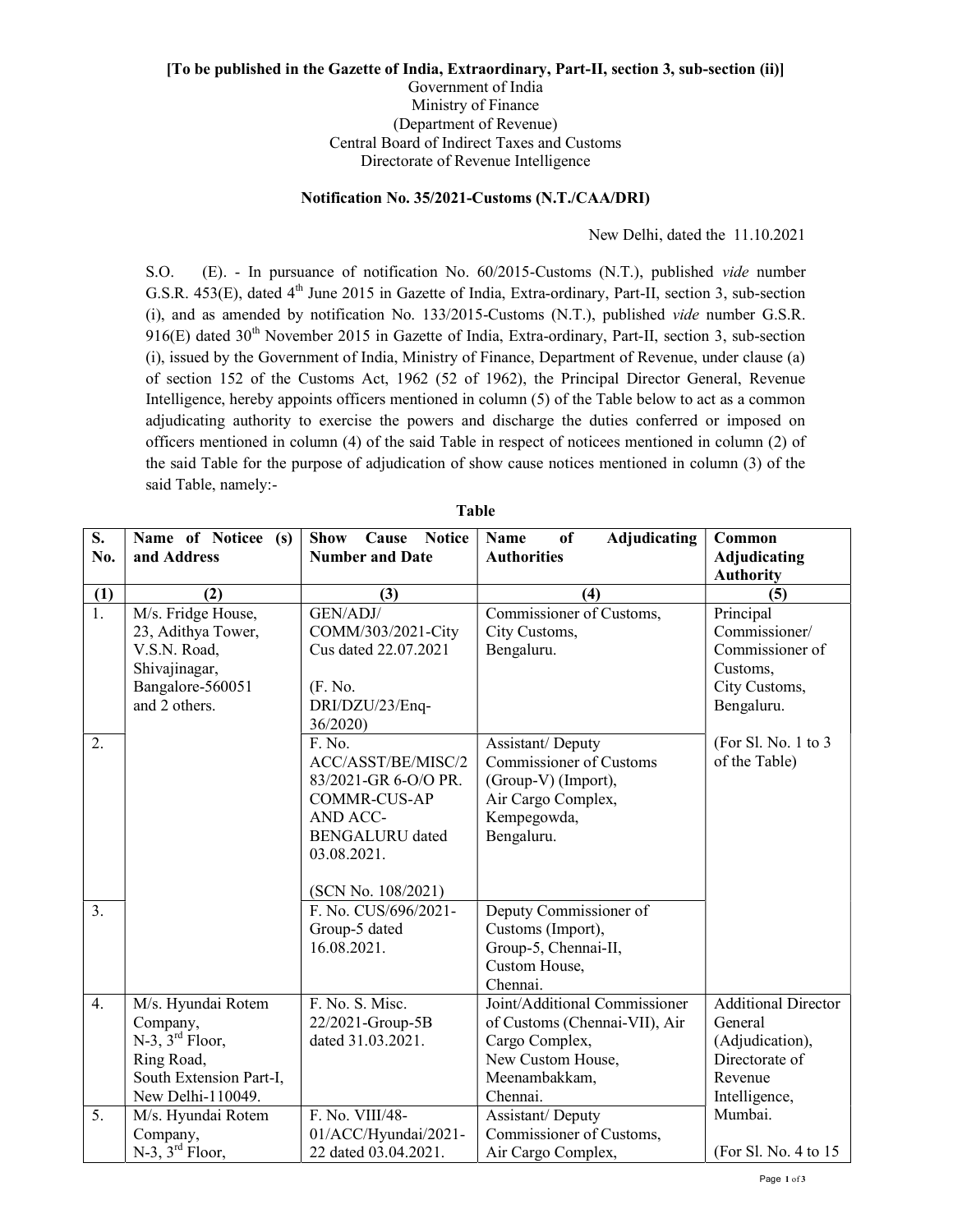**[To be published in the Gazette of India, Extraordinary, Part-II, section 3, sub-section (ii)]**

Government of India
Ministry of Finance
(Department of Revenue)
Central Board of Indirect Taxes and Customs
Directorate of Revenue Intelligence

**Notification No. 35/2021-Customs (N.T./CAA/DRI)**

New Delhi, dated the 11.10.2021

S.O. (E). - In pursuance of notification No. 60/2015-Customs (N.T.), published *vide* number G.S.R. 453(E), dated 4th June 2015 in Gazette of India, Extra-ordinary, Part-II, section 3, sub-section (i), and as amended by notification No. 133/2015-Customs (N.T.), published *vide* number G.S.R. 916(E) dated 30th November 2015 in Gazette of India, Extra-ordinary, Part-II, section 3, sub-section (i), issued by the Government of India, Ministry of Finance, Department of Revenue, under clause (a) of section 152 of the Customs Act, 1962 (52 of 1962), the Principal Director General, Revenue Intelligence, hereby appoints officers mentioned in column (5) of the Table below to act as a common adjudicating authority to exercise the powers and discharge the duties conferred or imposed on officers mentioned in column (4) of the said Table in respect of noticees mentioned in column (2) of the said Table for the purpose of adjudication of show cause notices mentioned in column (3) of the said Table, namely:-

**Table**

| S. No. | Name of Noticee (s) and Address | Show Cause Notice Number and Date | Name of Adjudicating Authorities | Common Adjudicating Authority |
|---|---|---|---|---|
| (1) | (2) | (3) | (4) | (5) |
| 1. | M/s. Fridge House, 23, Adithya Tower, V.S.N. Road, Shivajinagar, Bangalore-560051 and 2 others. | GEN/ADJ/ COMM/303/2021-City Cus dated 22.07.2021 (F. No. DRI/DZU/23/Enq-36/2020) | Commissioner of Customs, City Customs, Bengaluru. | Principal Commissioner/ Commissioner of Customs, City Customs, Bengaluru. (For Sl. No. 1 to 3 of the Table) |
| 2. | | F. No. ACC/ASST/BE/MISC/283/2021-GR 6-O/O PR. COMMR-CUS-AP AND ACC-BENGALURU dated 03.08.2021. (SCN No. 108/2021) | Assistant/ Deputy Commissioner of Customs (Group-V) (Import), Air Cargo Complex, Kempegowda, Bengaluru. | |
| 3. | | F. No. CUS/696/2021-Group-5 dated 16.08.2021. | Deputy Commissioner of Customs (Import), Group-5, Chennai-II, Custom House, Chennai. | |
| 4. | M/s. Hyundai Rotem Company, N-3, 3rd Floor, Ring Road, South Extension Part-I, New Delhi-110049. | F. No. S. Misc. 22/2021-Group-5B dated 31.03.2021. | Joint/Additional Commissioner of Customs (Chennai-VII), Air Cargo Complex, New Custom House, Meenambakkam, Chennai. | Additional Director General (Adjudication), Directorate of Revenue Intelligence, Mumbai. (For Sl. No. 4 to 15 |
| 5. | M/s. Hyundai Rotem Company, N-3, 3rd Floor, | F. No. VIII/48-01/ACC/Hyundai/2021-22 dated 03.04.2021. | Assistant/ Deputy Commissioner of Customs, Air Cargo Complex, | |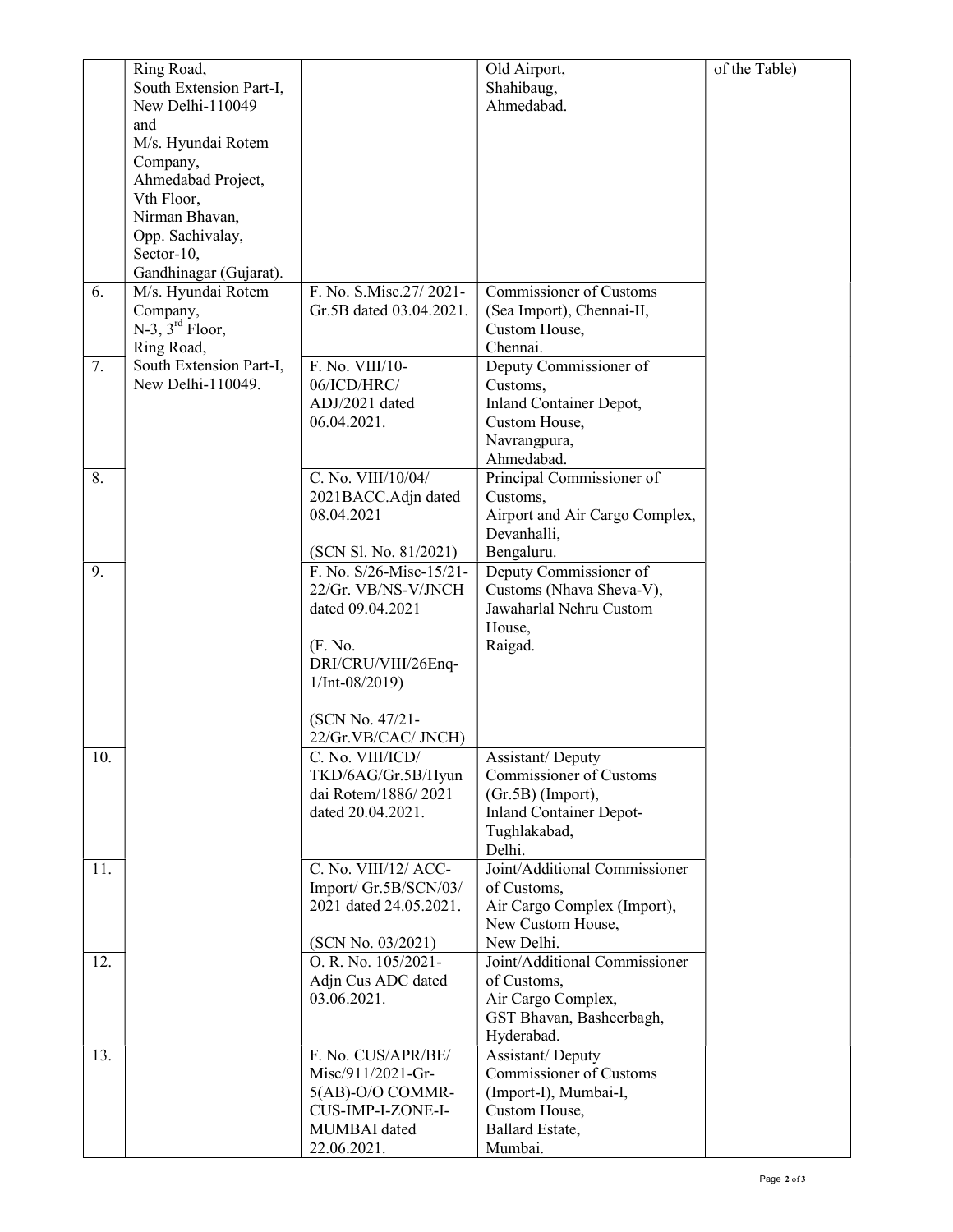| | | | | |
|---|---|---|---|---|
| | Ring Road,<br>South Extension Part-I,<br>New Delhi-110049<br>and<br>M/s. Hyundai Rotem Company,<br>Ahmedabad Project,<br>Vth Floor,<br>Nirman Bhavan,<br>Opp. Sachivalay,<br>Sector-10,<br>Gandhinagar (Gujarat). | | Old Airport,<br>Shahibaug,<br>Ahmedabad. | of the Table) |
| 6. | M/s. Hyundai Rotem Company,<br>N-3, 3rd Floor,<br>Ring Road,<br>South Extension Part-I,<br>New Delhi-110049. | F. No. S.Misc.27/ 2021-Gr.5B dated 03.04.2021. | Commissioner of Customs (Sea Import), Chennai-II,<br>Custom House,<br>Chennai. | |
| 7. | | F. No. VIII/10-06/ICD/HRC/ ADJ/2021 dated 06.04.2021. | Deputy Commissioner of Customs,<br>Inland Container Depot,<br>Custom House,<br>Navrangpura,<br>Ahmedabad. | |
| 8. | | C. No. VIII/10/04/ 2021BACC.Adjn dated 08.04.2021<br><br>(SCN Sl. No. 81/2021) | Principal Commissioner of Customs,<br>Airport and Air Cargo Complex,<br>Devanhalli,<br>Bengaluru. | |
| 9. | | F. No. S/26-Misc-15/21-22/Gr. VB/NS-V/JNCH dated 09.04.2021<br><br>(F. No. DRI/CRU/VIII/26Enq-1/Int-08/2019)<br><br>(SCN No. 47/21-22/Gr.VB/CAC/ JNCH) | Deputy Commissioner of Customs (Nhava Sheva-V),<br>Jawaharlal Nehru Custom House,<br>Raigad. | |
| 10. | | C. No. VIII/ICD/ TKD/6AG/Gr.5B/Hyundai Rotem/1886/ 2021 dated 20.04.2021. | Assistant/ Deputy Commissioner of Customs (Gr.5B) (Import),<br>Inland Container Depot-Tughlakabad,<br>Delhi. | |
| 11. | | C. No. VIII/12/ ACC-Import/ Gr.5B/SCN/03/ 2021 dated 24.05.2021.<br><br>(SCN No. 03/2021) | Joint/Additional Commissioner of Customs,<br>Air Cargo Complex (Import),<br>New Custom House,<br>New Delhi. | |
| 12. | | O. R. No. 105/2021-Adjn Cus ADC dated 03.06.2021. | Joint/Additional Commissioner of Customs,<br>Air Cargo Complex,<br>GST Bhavan, Basheerbagh,<br>Hyderabad. | |
| 13. | | F. No. CUS/APR/BE/ Misc/911/2021-Gr-5(AB)-O/O COMMR-CUS-IMP-I-ZONE-I-MUMBAI dated 22.06.2021. | Assistant/ Deputy Commissioner of Customs (Import-I), Mumbai-I,<br>Custom House,<br>Ballard Estate,<br>Mumbai. | |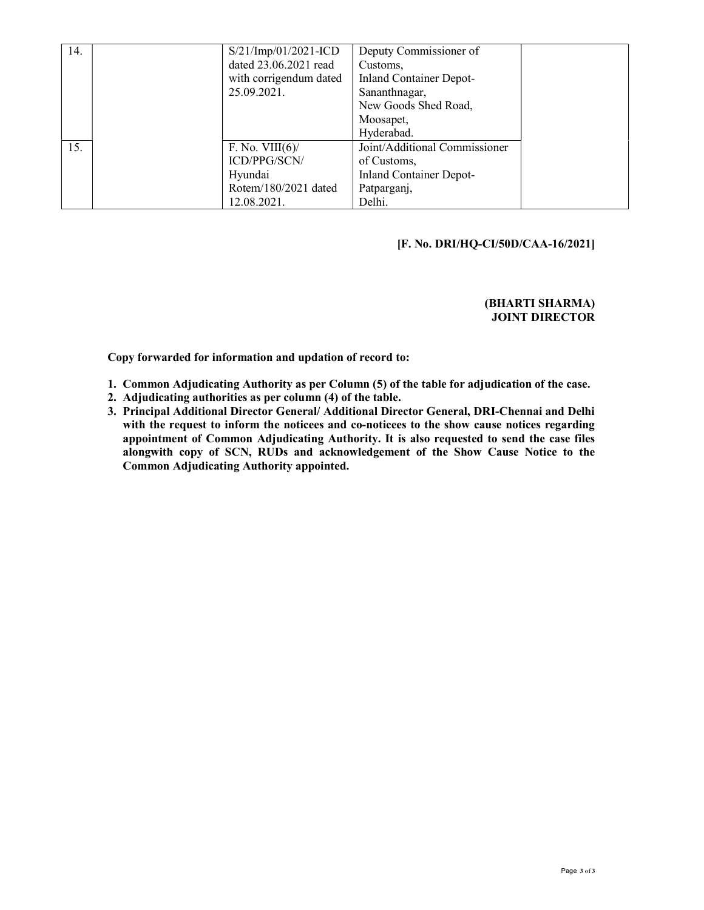| | | | | |
|---|---|---|---|---|
| 14. | | S/21/Imp/01/2021-ICD dated 23.06.2021 read with corrigendum dated 25.09.2021. | Deputy Commissioner of Customs, Inland Container Depot-Sananthnagar, New Goods Shed Road, Moosapet, Hyderabad. | |
| 15. | | F. No. VIII(6)/ ICD/PPG/SCN/ Hyundai Rotem/180/2021 dated 12.08.2021. | Joint/Additional Commissioner of Customs, Inland Container Depot-Patparganj, Delhi. | |

**[F. No. DRI/HQ-CI/50D/CAA-16/2021]**

**(BHARTI SHARMA)**
**JOINT DIRECTOR**

**Copy forwarded for information and updation of record to:**

1. **Common Adjudicating Authority as per Column (5) of the table for adjudication of the case.**
2. **Adjudicating authorities as per column (4) of the table.**
3. **Principal Additional Director General/ Additional Director General, DRI-Chennai and Delhi with the request to inform the noticees and co-noticees to the show cause notices regarding appointment of Common Adjudicating Authority. It is also requested to send the case files alongwith copy of SCN, RUDs and acknowledgement of the Show Cause Notice to the Common Adjudicating Authority appointed.**